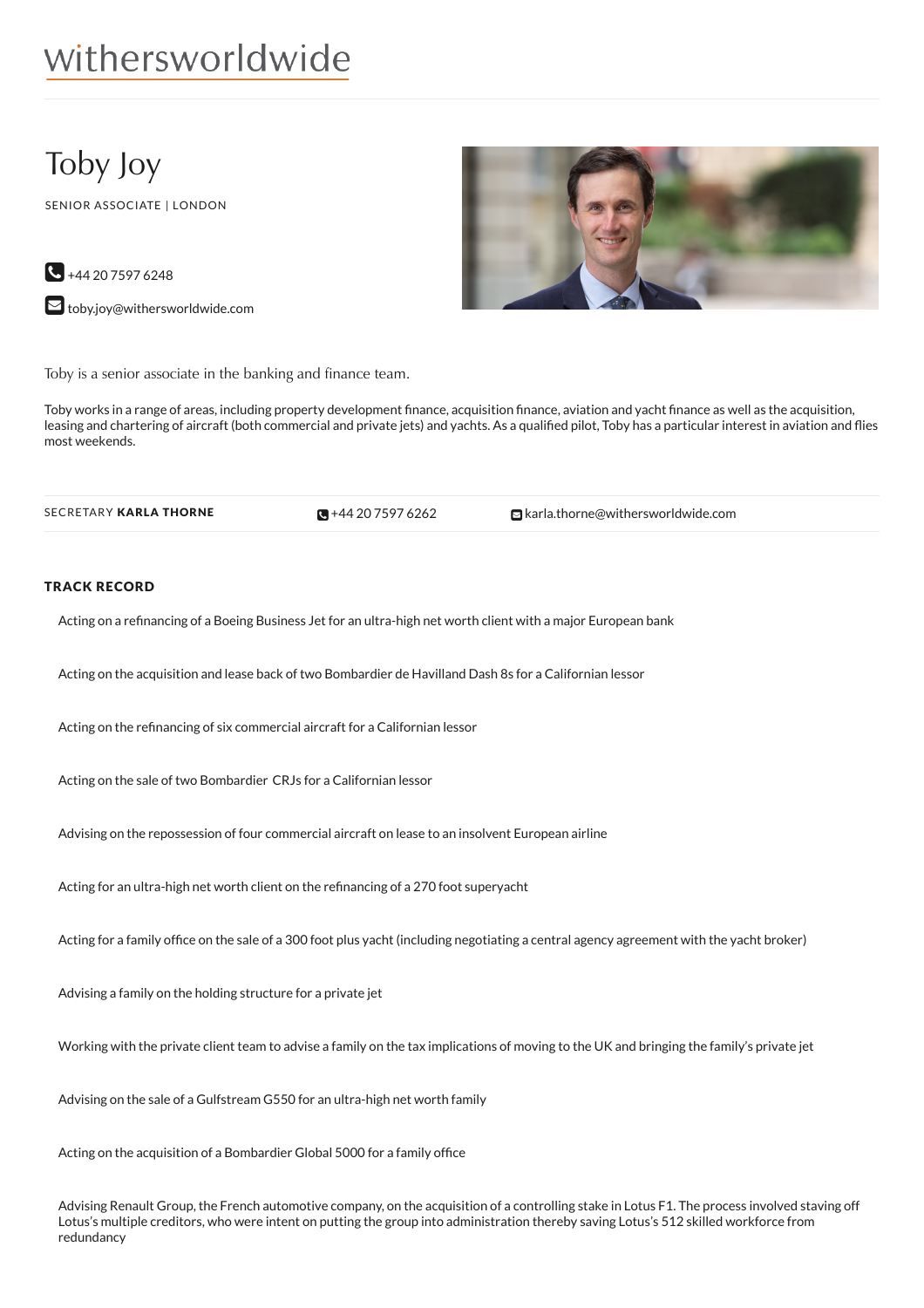withersworldwide

# Toby Joy

SENIOR ASSOCIATE | LONDON

+44 20 7597 6248

toby.joy@withersworldwide.com

Toby is a senior associate in the banking and finance team.

Toby works in a range of areas, including property development finance, acquisition finance, aviation and yacht finance as well as the acquisition, leasing and chartering of aircraft (both commercial and private jets) and yachts. As a qualified pilot, Toby has a particular interest in aviation and flies most weekends.

SECRETARY **KARLA THORNE** | +44 20 7597 6262 | karla.thorne@withersworldwide.com

## TRACK RECORD

Acting on a refinancing of a Boeing Business Jet for an ultra-high net worth client with a major European bank

Acting on the acquisition and lease back of two Bombardier de Havilland Dash 8s for a Californian lessor

Acting on the refinancing of six commercial aircraft for a Californian lessor

Acting on the sale of two Bombardier CRJs for a Californian lessor

Advising on the repossession of four commercial aircraft on lease to an insolvent European airline

Acting for an ultra-high net worth client on the refinancing of a 270 foot superyacht

Acting for a family office on the sale of a 300 foot plus yacht (including negotiating a central agency agreement with the yacht broker)

Advising a family on the holding structure for a private jet

Working with the private client team to advise a family on the tax implications of moving to the UK and bringing the family's private jet

Advising on the sale of a Gulfstream G550 for an ultra-high net worth family

Acting on the acquisition of a Bombardier Global 5000 for a family office

Advising Renault Group, the French automotive company, on the acquisition of a controlling stake in Lotus F1. The process involved staving off Lotus's multiple creditors, who were intent on putting the group into administration thereby saving Lotus's 512 skilled workforce from redundancy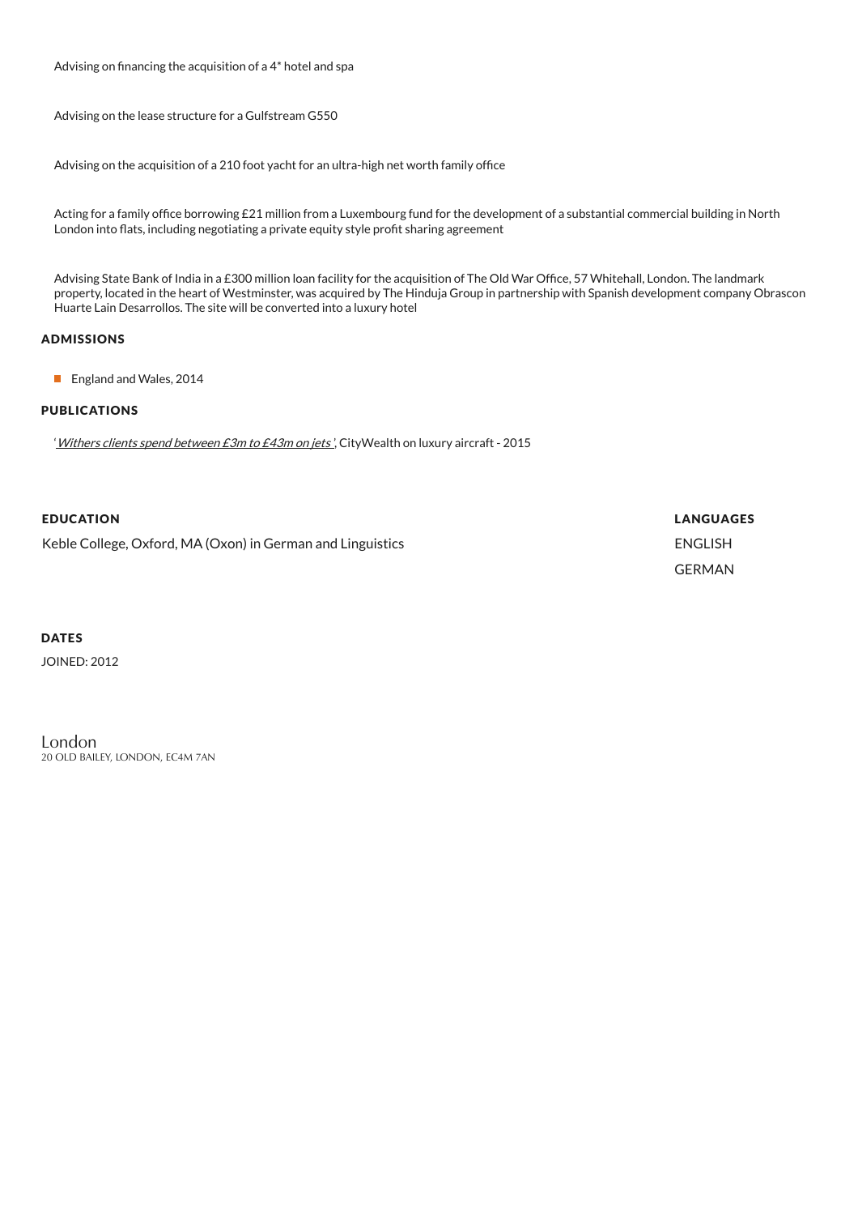Advising on financing the acquisition of a 4* hotel and spa

Advising on the lease structure for a Gulfstream G550

Advising on the acquisition of a 210 foot yacht for an ultra-high net worth family office

Acting for a family office borrowing £21 million from a Luxembourg fund for the development of a substantial commercial building in North London into flats, including negotiating a private equity style profit sharing agreement

Advising State Bank of India in a £300 million loan facility for the acquisition of The Old War Office, 57 Whitehall, London. The landmark property, located in the heart of Westminster, was acquired by The Hinduja Group in partnership with Spanish development company Obrascon Huarte Lain Desarrollos. The site will be converted into a luxury hotel

## ADMISSIONS

- England and Wales, 2014

## PUBLICATIONS

'*Withers clients spend between £3m to £43m on jets*', CityWealth on luxury aircraft - 2015

## EDUCATION

Keble College, Oxford, MA (Oxon) in German and Linguistics

## LANGUAGES

ENGLISH

GERMAN

## DATES

JOINED: 2012

London
20 OLD BAILEY, LONDON, EC4M 7AN